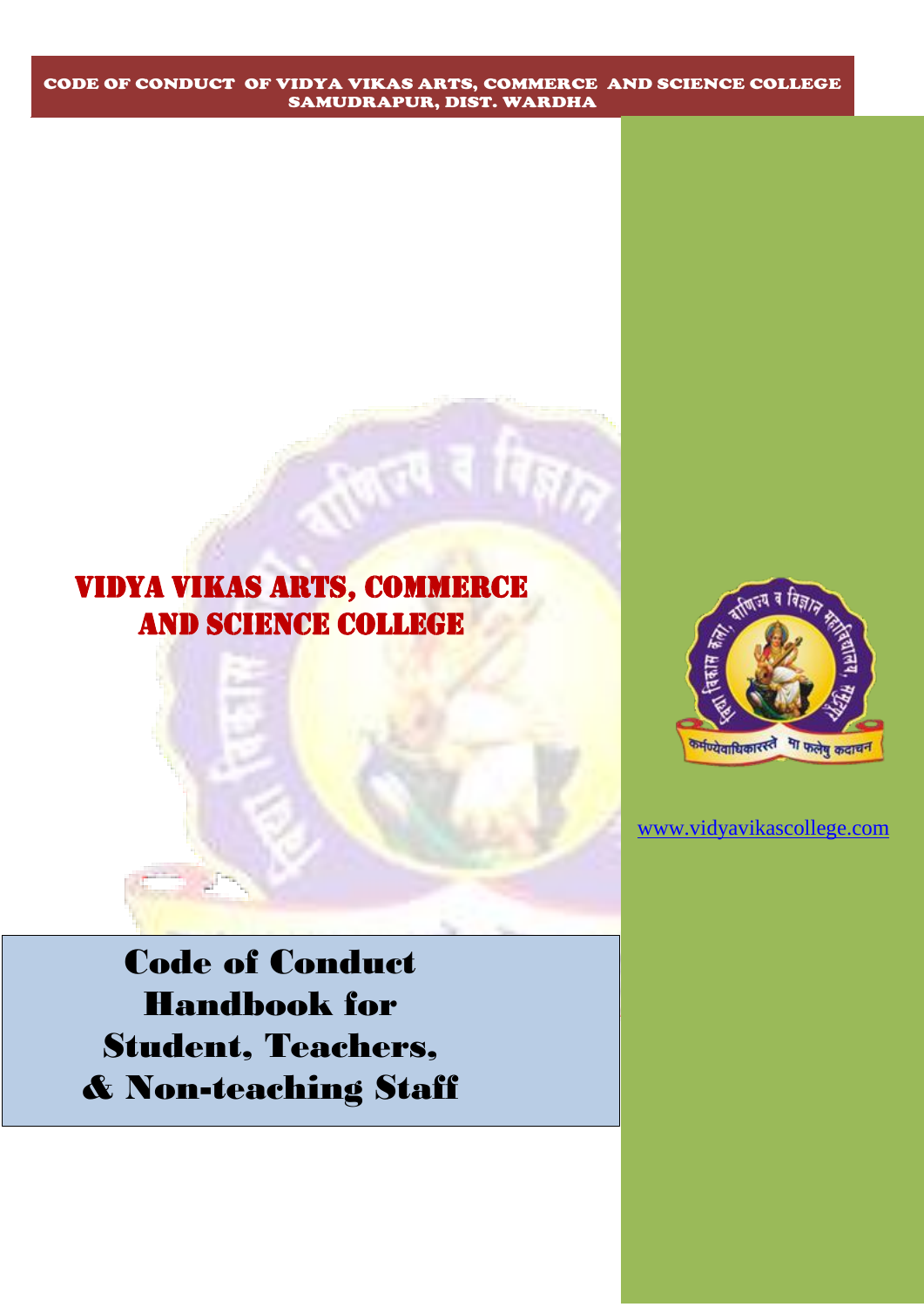**CODE OF CONDUCT OF VIDYA VIKAS ARTS, COMMERCE AND SCIENCE COLLEGE SAMUDRAPUR, DIST. WARDHA**

# VIDYA VIKAS ARTS, COMMERCE AND SCIENCE COLLEGE

www.vidyavikascollege.com

# Code of Conduct Handbook for Student, Teachers, & Non-teaching Staff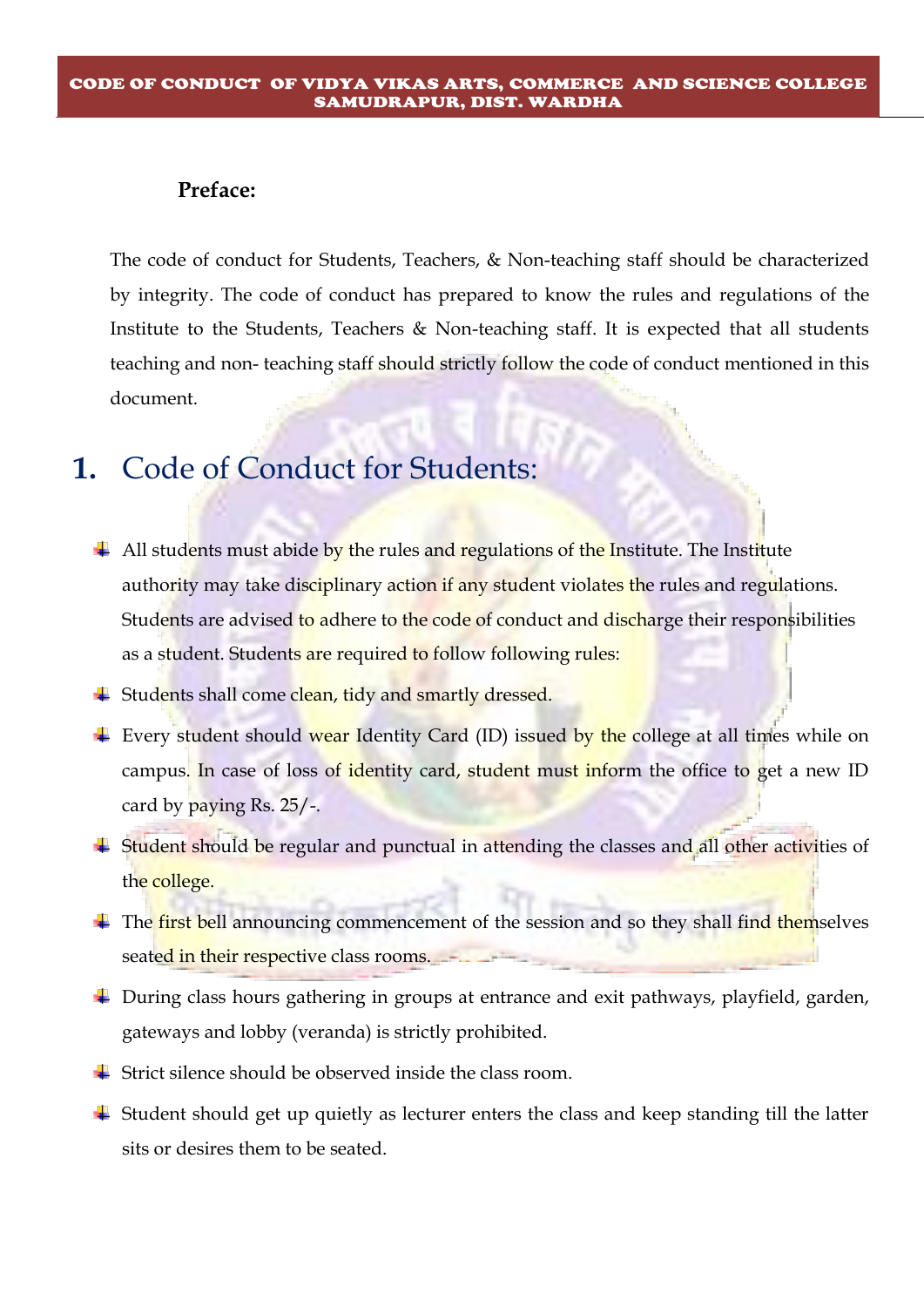### Preface:

The code of conduct for Students, Teachers, & Non-teaching staff should be characterized by integrity. The code of conduct has prepared to know the rules and regulations of the Institute to the Students, Teachers & Non-teaching staff. It is expected that all students teaching and non- teaching staff should strictly follow the code of conduct mentioned in this document.

## 1. Code of Conduct for Students:

- All students must abide by the rules and regulations of the Institute. The Institute authority may take disciplinary action if any student violates the rules and regulations. Students are advised to adhere to the code of conduct and discharge their responsibilities as a student. Students are required to follow following rules:
- Students shall come clean, tidy and smartly dressed.
- Every student should wear Identity Card (ID) issued by the college at all times while on campus. In case of loss of identity card, student must inform the office to get a new ID card by paying Rs. 25/-.
- Student should be regular and punctual in attending the classes and all other activities of the college.
- The first bell announcing commencement of the session and so they shall find themselves seated in their respective class rooms.
- During class hours gathering in groups at entrance and exit pathways, playfield, garden, gateways and lobby (veranda) is strictly prohibited.
- Strict silence should be observed inside the class room.
- Student should get up quietly as lecturer enters the class and keep standing till the latter sits or desires them to be seated.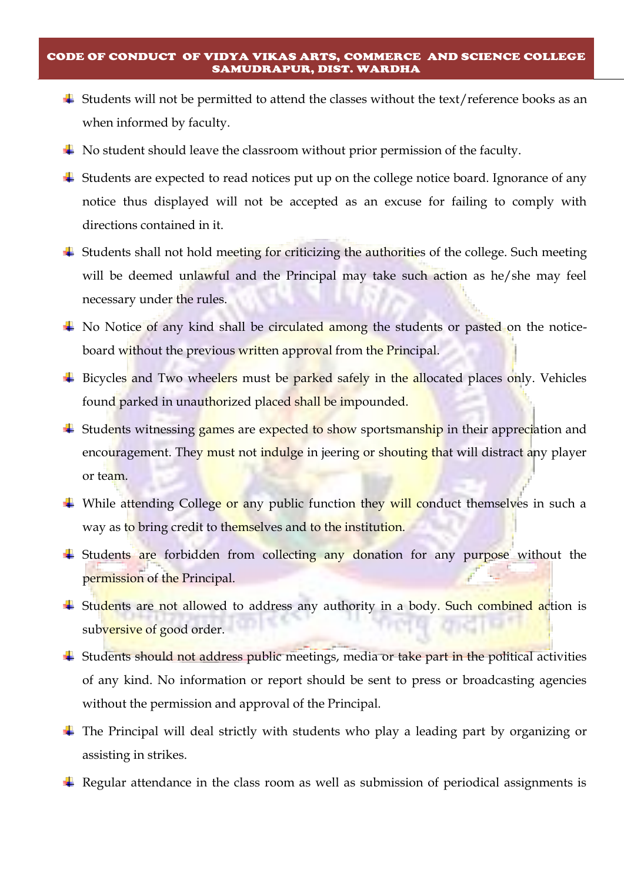**CODE OF CONDUCT OF VIDYA VIKAS ARTS, COMMERCE AND SCIENCE COLLEGE SAMUDRAPUR, DIST. WARDHA**

- Students will not be permitted to attend the classes without the text/reference books as an when informed by faculty.
- No student should leave the classroom without prior permission of the faculty.
- Students are expected to read notices put up on the college notice board. Ignorance of any notice thus displayed will not be accepted as an excuse for failing to comply with directions contained in it.
- Students shall not hold meeting for criticizing the authorities of the college. Such meeting will be deemed unlawful and the Principal may take such action as he/she may feel necessary under the rules.
- No Notice of any kind shall be circulated among the students or pasted on the notice-board without the previous written approval from the Principal.
- Bicycles and Two wheelers must be parked safely in the allocated places only. Vehicles found parked in unauthorized placed shall be impounded.
- Students witnessing games are expected to show sportsmanship in their appreciation and encouragement. They must not indulge in jeering or shouting that will distract any player or team.
- While attending College or any public function they will conduct themselves in such a way as to bring credit to themselves and to the institution.
- Students are forbidden from collecting any donation for any purpose without the permission of the Principal.
- Students are not allowed to address any authority in a body. Such combined action is subversive of good order.
- Students should not address public meetings, media or take part in the political activities of any kind. No information or report should be sent to press or broadcasting agencies without the permission and approval of the Principal.
- The Principal will deal strictly with students who play a leading part by organizing or assisting in strikes.
- Regular attendance in the class room as well as submission of periodical assignments is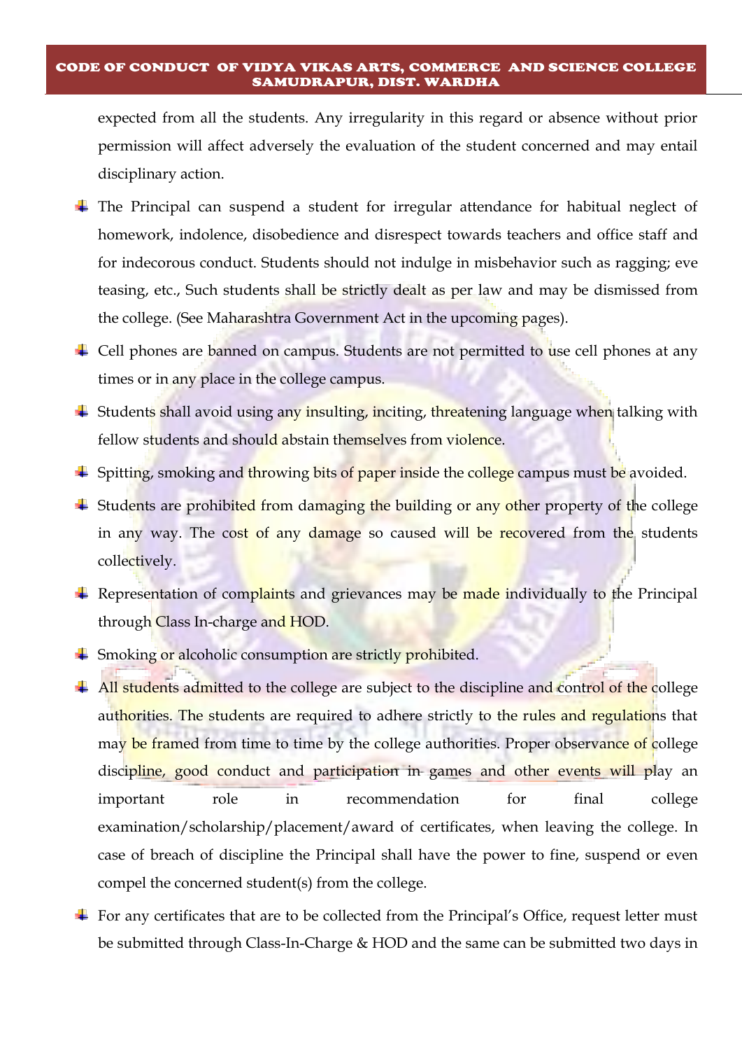expected from all the students. Any irregularity in this regard or absence without prior permission will affect adversely the evaluation of the student concerned and may entail disciplinary action.

- The Principal can suspend a student for irregular attendance for habitual neglect of homework, indolence, disobedience and disrespect towards teachers and office staff and for indecorous conduct. Students should not indulge in misbehavior such as ragging; eve teasing, etc., Such students shall be strictly dealt as per law and may be dismissed from the college. (See Maharashtra Government Act in the upcoming pages).
- Cell phones are banned on campus. Students are not permitted to use cell phones at any times or in any place in the college campus.
- Students shall avoid using any insulting, inciting, threatening language when talking with fellow students and should abstain themselves from violence.
- Spitting, smoking and throwing bits of paper inside the college campus must be avoided.
- Students are prohibited from damaging the building or any other property of the college in any way. The cost of any damage so caused will be recovered from the students collectively.
- Representation of complaints and grievances may be made individually to the Principal through Class In-charge and HOD.
- Smoking or alcoholic consumption are strictly prohibited.
- All students admitted to the college are subject to the discipline and control of the college authorities. The students are required to adhere strictly to the rules and regulations that may be framed from time to time by the college authorities. Proper observance of college discipline, good conduct and participation in games and other events will play an important role in recommendation for final college examination/scholarship/placement/award of certificates, when leaving the college. In case of breach of discipline the Principal shall have the power to fine, suspend or even compel the concerned student(s) from the college.
- For any certificates that are to be collected from the Principal's Office, request letter must be submitted through Class-In-Charge & HOD and the same can be submitted two days in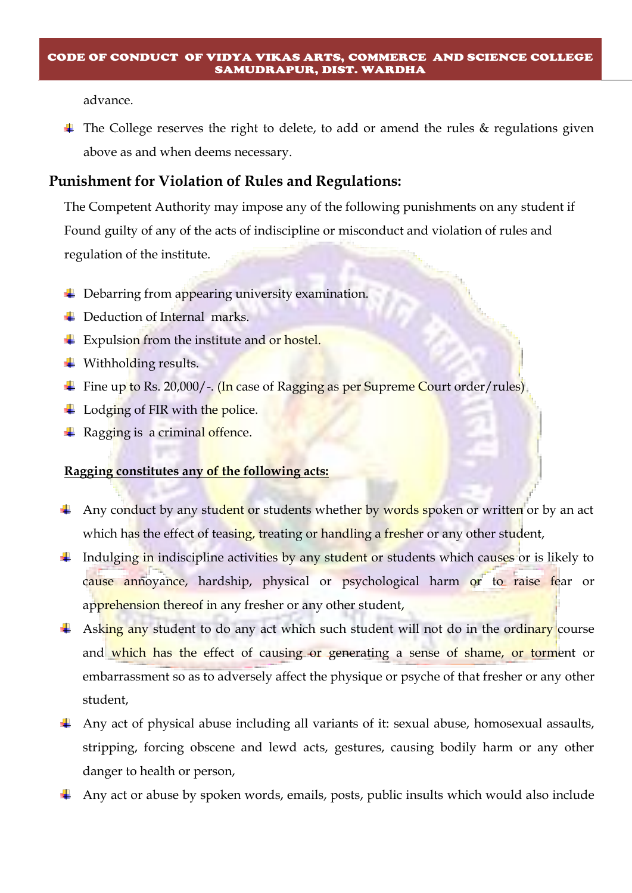advance.

- The College reserves the right to delete, to add or amend the rules & regulations given above as and when deems necessary.

## Punishment for Violation of Rules and Regulations:

The Competent Authority may impose any of the following punishments on any student if Found guilty of any of the acts of indiscipline or misconduct and violation of rules and regulation of the institute.

- Debarring from appearing university examination.
- Deduction of Internal marks.
- Expulsion from the institute and or hostel.
- Withholding results.
- Fine up to Rs. 20,000/-. (In case of Ragging as per Supreme Court order/rules)
- Lodging of FIR with the police.
- Ragging is a criminal offence.

**<u>Ragging constitutes any of the following acts:</u>**

- Any conduct by any student or students whether by words spoken or written or by an act which has the effect of teasing, treating or handling a fresher or any other student,
- Indulging in indiscipline activities by any student or students which causes or is likely to cause annoyance, hardship, physical or psychological harm or to raise fear or apprehension thereof in any fresher or any other student,
- Asking any student to do any act which such student will not do in the ordinary course and which has the effect of causing or generating a sense of shame, or torment or embarrassment so as to adversely affect the physique or psyche of that fresher or any other student,
- Any act of physical abuse including all variants of it: sexual abuse, homosexual assaults, stripping, forcing obscene and lewd acts, gestures, causing bodily harm or any other danger to health or person,
- Any act or abuse by spoken words, emails, posts, public insults which would also include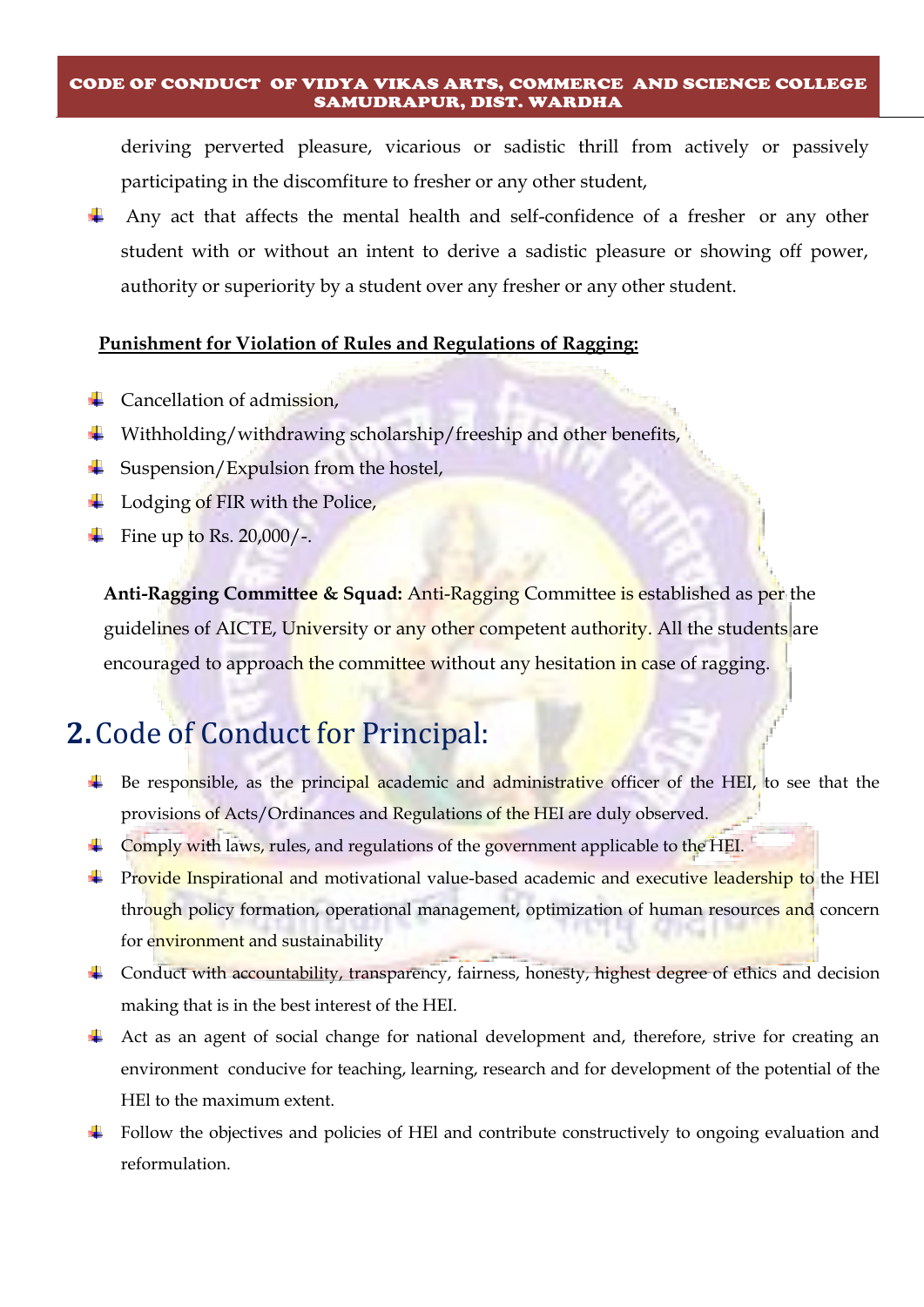deriving perverted pleasure, vicarious or sadistic thrill from actively or passively participating in the discomfiture to fresher or any other student,

- Any act that affects the mental health and self-confidence of a fresher or any other student with or without an intent to derive a sadistic pleasure or showing off power, authority or superiority by a student over any fresher or any other student.

**Punishment for Violation of Rules and Regulations of Ragging:**

- Cancellation of admission,
- Withholding/withdrawing scholarship/freeship and other benefits,
- Suspension/Expulsion from the hostel,
- Lodging of FIR with the Police,
- Fine up to Rs. 20,000/-.

**Anti-Ragging Committee & Squad:** Anti-Ragging Committee is established as per the guidelines of AICTE, University or any other competent authority. All the students are encouraged to approach the committee without any hesitation in case of ragging.

## 2. Code of Conduct for Principal:

- Be responsible, as the principal academic and administrative officer of the HEI, to see that the provisions of Acts/Ordinances and Regulations of the HEI are duly observed.
- Comply with laws, rules, and regulations of the government applicable to the HEI.
- Provide Inspirational and motivational value-based academic and executive leadership to the HEl through policy formation, operational management, optimization of human resources and concern for environment and sustainability
- Conduct with accountability, transparency, fairness, honesty, highest degree of ethics and decision making that is in the best interest of the HEI.
- Act as an agent of social change for national development and, therefore, strive for creating an environment conducive for teaching, learning, research and for development of the potential of the HEl to the maximum extent.
- Follow the objectives and policies of HEl and contribute constructively to ongoing evaluation and reformulation.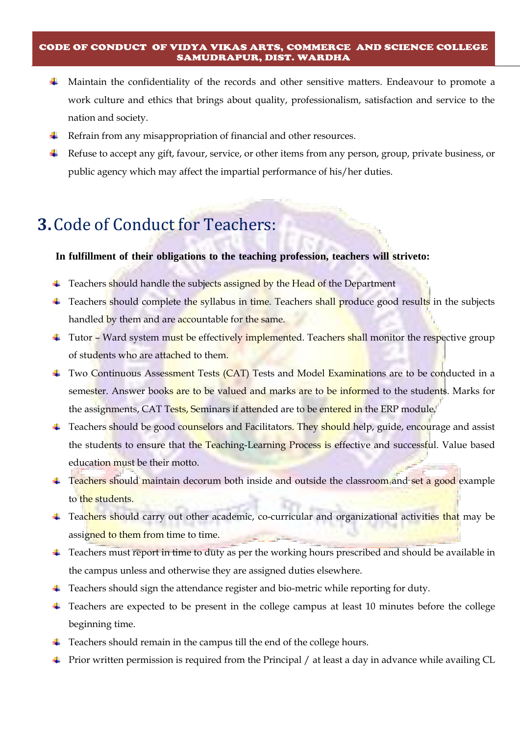- Maintain the confidentiality of the records and other sensitive matters. Endeavour to promote a work culture and ethics that brings about quality, professionalism, satisfaction and service to the nation and society.
- Refrain from any misappropriation of financial and other resources.
- Refuse to accept any gift, favour, service, or other items from any person, group, private business, or public agency which may affect the impartial performance of his/her duties.

## 3. Code of Conduct for Teachers:

**In fulfillment of their obligations to the teaching profession, teachers will striveto:**

- Teachers should handle the subjects assigned by the Head of the Department
- Teachers should complete the syllabus in time. Teachers shall produce good results in the subjects handled by them and are accountable for the same.
- Tutor – Ward system must be effectively implemented. Teachers shall monitor the respective group of students who are attached to them.
- Two Continuous Assessment Tests (CAT) Tests and Model Examinations are to be conducted in a semester. Answer books are to be valued and marks are to be informed to the students. Marks for the assignments, CAT Tests, Seminars if attended are to be entered in the ERP module.
- Teachers should be good counselors and Facilitators. They should help, guide, encourage and assist the students to ensure that the Teaching-Learning Process is effective and successful. Value based education must be their motto.
- Teachers should maintain decorum both inside and outside the classroom and set a good example to the students.
- Teachers should carry out other academic, co-curricular and organizational activities that may be assigned to them from time to time.
- Teachers must report in time to duty as per the working hours prescribed and should be available in the campus unless and otherwise they are assigned duties elsewhere.
- Teachers should sign the attendance register and bio-metric while reporting for duty.
- Teachers are expected to be present in the college campus at least 10 minutes before the college beginning time.
- Teachers should remain in the campus till the end of the college hours.
- Prior written permission is required from the Principal / at least a day in advance while availing CL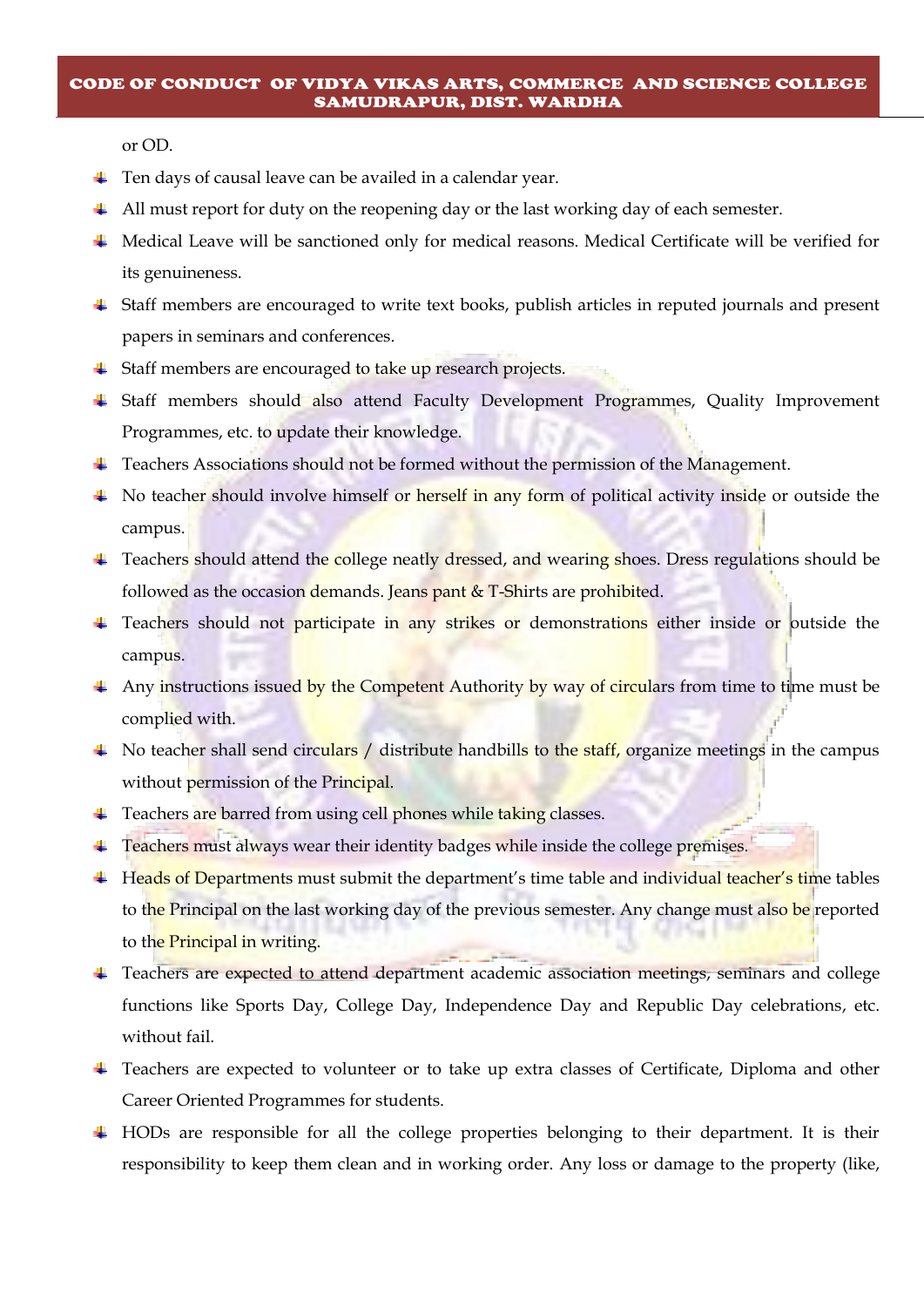or OD.

- Ten days of causal leave can be availed in a calendar year.
- All must report for duty on the reopening day or the last working day of each semester.
- Medical Leave will be sanctioned only for medical reasons. Medical Certificate will be verified for its genuineness.
- Staff members are encouraged to write text books, publish articles in reputed journals and present papers in seminars and conferences.
- Staff members are encouraged to take up research projects.
- Staff members should also attend Faculty Development Programmes, Quality Improvement Programmes, etc. to update their knowledge.
- Teachers Associations should not be formed without the permission of the Management.
- No teacher should involve himself or herself in any form of political activity inside or outside the campus.
- Teachers should attend the college neatly dressed, and wearing shoes. Dress regulations should be followed as the occasion demands. Jeans pant & T-Shirts are prohibited.
- Teachers should not participate in any strikes or demonstrations either inside or outside the campus.
- Any instructions issued by the Competent Authority by way of circulars from time to time must be complied with.
- No teacher shall send circulars / distribute handbills to the staff, organize meetings in the campus without permission of the Principal.
- Teachers are barred from using cell phones while taking classes.
- Teachers must always wear their identity badges while inside the college premises.
- Heads of Departments must submit the department's time table and individual teacher's time tables to the Principal on the last working day of the previous semester. Any change must also be reported to the Principal in writing.
- Teachers are expected to attend department academic association meetings, seminars and college functions like Sports Day, College Day, Independence Day and Republic Day celebrations, etc. without fail.
- Teachers are expected to volunteer or to take up extra classes of Certificate, Diploma and other Career Oriented Programmes for students.
- HODs are responsible for all the college properties belonging to their department. It is their responsibility to keep them clean and in working order. Any loss or damage to the property (like,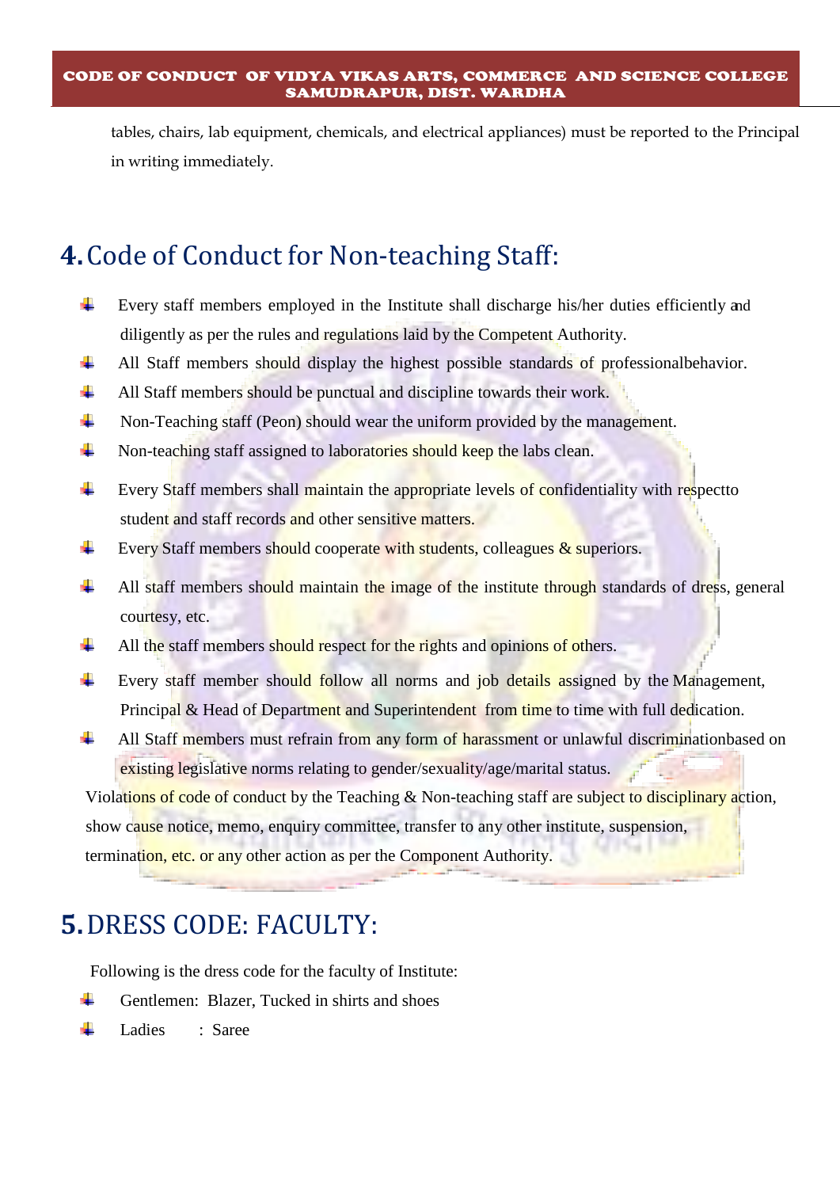tables, chairs, lab equipment, chemicals, and electrical appliances) must be reported to the Principal in writing immediately.

## 4. Code of Conduct for Non-teaching Staff:

- Every staff members employed in the Institute shall discharge his/her duties efficiently and diligently as per the rules and regulations laid by the Competent Authority.
- All Staff members should display the highest possible standards of professionalbehavior.
- All Staff members should be punctual and discipline towards their work.
- Non-Teaching staff (Peon) should wear the uniform provided by the management.
- Non-teaching staff assigned to laboratories should keep the labs clean.
- Every Staff members shall maintain the appropriate levels of confidentiality with respectto student and staff records and other sensitive matters.
- Every Staff members should cooperate with students, colleagues & superiors.
- All staff members should maintain the image of the institute through standards of dress, general courtesy, etc.
- All the staff members should respect for the rights and opinions of others.
- Every staff member should follow all norms and job details assigned by the Management, Principal & Head of Department and Superintendent from time to time with full dedication.
- All Staff members must refrain from any form of harassment or unlawful discriminationbased on existing legislative norms relating to gender/sexuality/age/marital status.

Violations of code of conduct by the Teaching & Non-teaching staff are subject to disciplinary action, show cause notice, memo, enquiry committee, transfer to any other institute, suspension, termination, etc. or any other action as per the Component Authority.

## 5. DRESS CODE: FACULTY:

Following is the dress code for the faculty of Institute:

- Gentlemen: Blazer, Tucked in shirts and shoes
- Ladies : Saree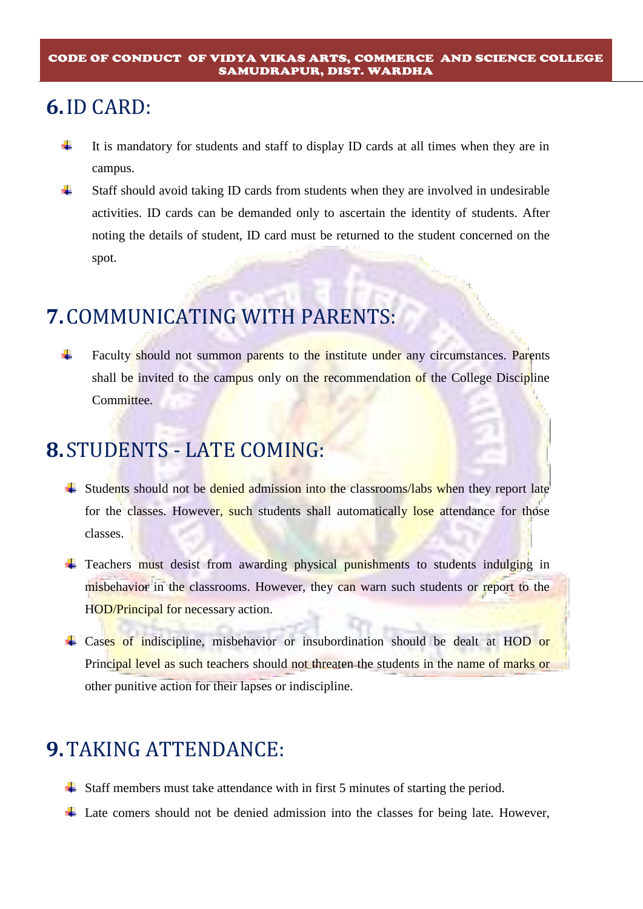## 6. ID CARD:

- It is mandatory for students and staff to display ID cards at all times when they are in campus.
- Staff should avoid taking ID cards from students when they are involved in undesirable activities. ID cards can be demanded only to ascertain the identity of students. After noting the details of student, ID card must be returned to the student concerned on the spot.

## 7. COMMUNICATING WITH PARENTS:

- Faculty should not summon parents to the institute under any circumstances. Parents shall be invited to the campus only on the recommendation of the College Discipline Committee.

## 8. STUDENTS - LATE COMING:

- Students should not be denied admission into the classrooms/labs when they report late for the classes. However, such students shall automatically lose attendance for those classes.
- Teachers must desist from awarding physical punishments to students indulging in misbehavior in the classrooms. However, they can warn such students or report to the HOD/Principal for necessary action.
- Cases of indiscipline, misbehavior or insubordination should be dealt at HOD or Principal level as such teachers should not threaten the students in the name of marks or other punitive action for their lapses or indiscipline.

## 9. TAKING ATTENDANCE:

- Staff members must take attendance with in first 5 minutes of starting the period.
- Late comers should not be denied admission into the classes for being late. However,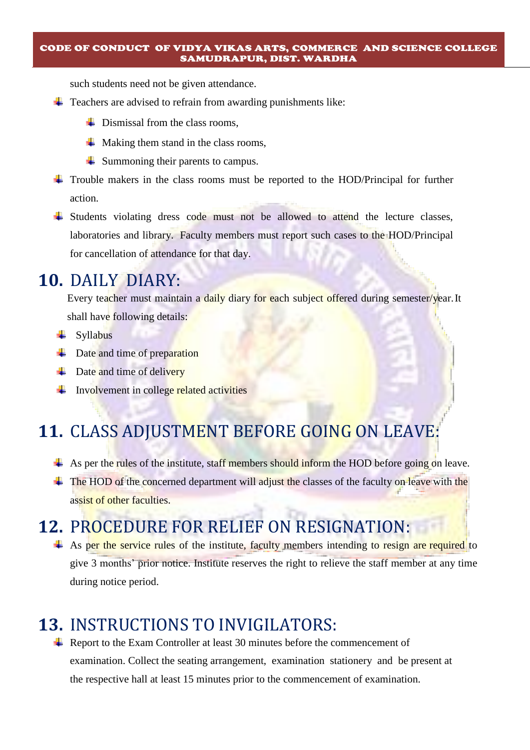such students need not be given attendance.

- Teachers are advised to refrain from awarding punishments like:
  - Dismissal from the class rooms,
  - Making them stand in the class rooms,
  - Summoning their parents to campus.
- Trouble makers in the class rooms must be reported to the HOD/Principal for further action.
- Students violating dress code must not be allowed to attend the lecture classes, laboratories and library. Faculty members must report such cases to the HOD/Principal for cancellation of attendance for that day.

## 10. DAILY DIARY:

Every teacher must maintain a daily diary for each subject offered during semester/year. It shall have following details:

- Syllabus
- Date and time of preparation
- Date and time of delivery
- Involvement in college related activities

## 11. CLASS ADJUSTMENT BEFORE GOING ON LEAVE:

- As per the rules of the institute, staff members should inform the HOD before going on leave.
- The HOD of the concerned department will adjust the classes of the faculty on leave with the assist of other faculties.

## 12. PROCEDURE FOR RELIEF ON RESIGNATION:

- As per the service rules of the institute, faculty members intending to resign are required to give 3 months' prior notice. Institute reserves the right to relieve the staff member at any time during notice period.

## 13. INSTRUCTIONS TO INVIGILATORS:

- Report to the Exam Controller at least 30 minutes before the commencement of examination. Collect the seating arrangement, examination stationery and be present at the respective hall at least 15 minutes prior to the commencement of examination.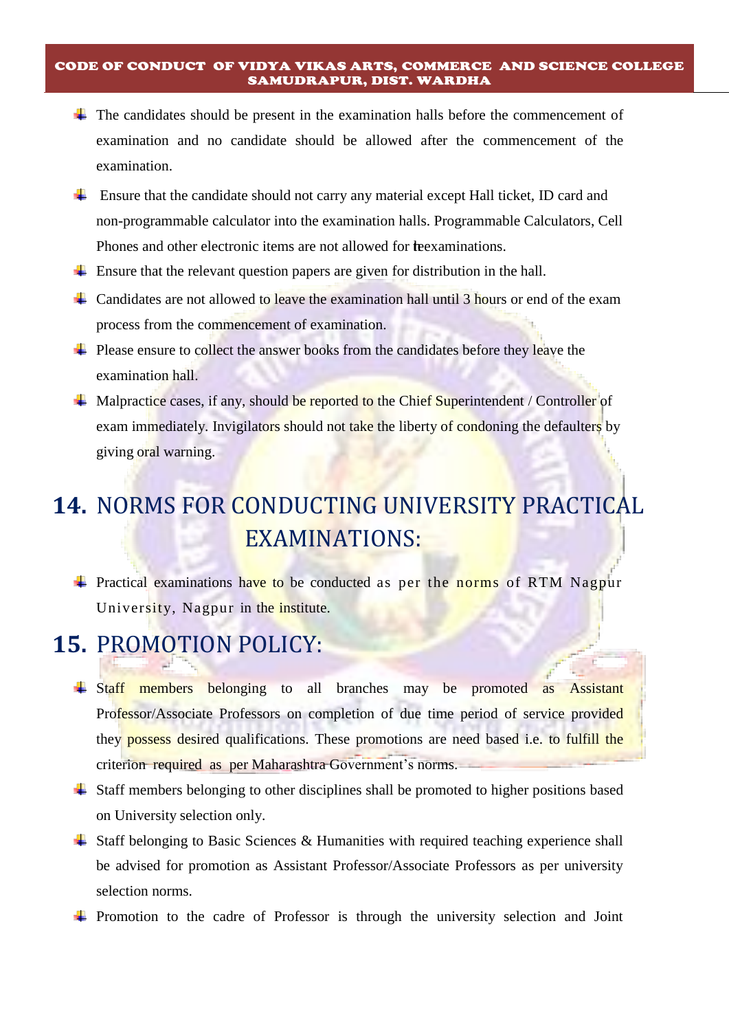- The candidates should be present in the examination halls before the commencement of examination and no candidate should be allowed after the commencement of the examination.
- Ensure that the candidate should not carry any material except Hall ticket, ID card and non-programmable calculator into the examination halls. Programmable Calculators, Cell Phones and other electronic items are not allowed for the examinations.
- Ensure that the relevant question papers are given for distribution in the hall.
- Candidates are not allowed to leave the examination hall until 3 hours or end of the exam process from the commencement of examination.
- Please ensure to collect the answer books from the candidates before they leave the examination hall.
- Malpractice cases, if any, should be reported to the Chief Superintendent / Controller of exam immediately. Invigilators should not take the liberty of condoning the defaulters by giving oral warning.

## 14. NORMS FOR CONDUCTING UNIVERSITY PRACTICAL EXAMINATIONS:

- Practical examinations have to be conducted as per the norms of RTM Nagpur University, Nagpur in the institute.

## 15. PROMOTION POLICY:

- Staff members belonging to all branches may be promoted as Assistant Professor/Associate Professors on completion of due time period of service provided they possess desired qualifications. These promotions are need based i.e. to fulfill the criterion required as per Maharashtra Government's norms.
- Staff members belonging to other disciplines shall be promoted to higher positions based on University selection only.
- Staff belonging to Basic Sciences & Humanities with required teaching experience shall be advised for promotion as Assistant Professor/Associate Professors as per university selection norms.
- Promotion to the cadre of Professor is through the university selection and Joint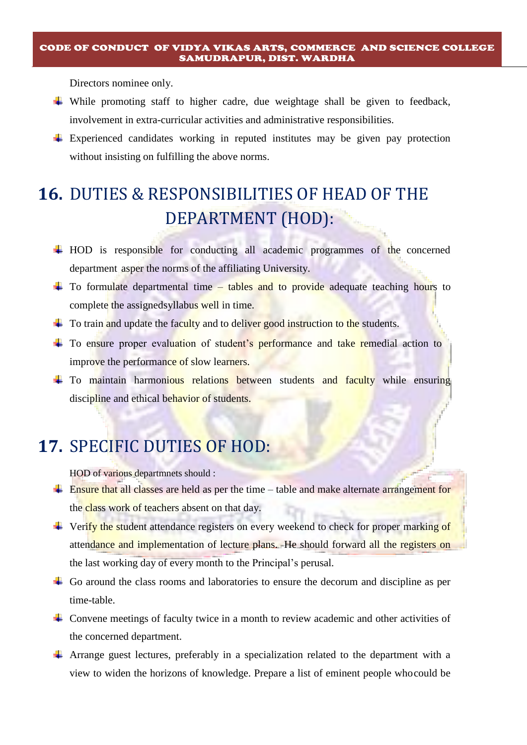Directors nominee only.

- While promoting staff to higher cadre, due weightage shall be given to feedback, involvement in extra-curricular activities and administrative responsibilities.
- Experienced candidates working in reputed institutes may be given pay protection without insisting on fulfilling the above norms.

## 16. DUTIES & RESPONSIBILITIES OF HEAD OF THE DEPARTMENT (HOD):

- HOD is responsible for conducting all academic programmes of the concerned department asper the norms of the affiliating University.
- To formulate departmental time – tables and to provide adequate teaching hours to complete the assignedsyllabus well in time.
- To train and update the faculty and to deliver good instruction to the students.
- To ensure proper evaluation of student's performance and take remedial action to improve the performance of slow learners.
- To maintain harmonious relations between students and faculty while ensuring discipline and ethical behavior of students.

## 17. SPECIFIC DUTIES OF HOD:

HOD of various departmnets should :

- Ensure that all classes are held as per the time – table and make alternate arrangement for the class work of teachers absent on that day.
- Verify the student attendance registers on every weekend to check for proper marking of attendance and implementation of lecture plans. He should forward all the registers on the last working day of every month to the Principal's perusal.
- Go around the class rooms and laboratories to ensure the decorum and discipline as per time-table.
- Convene meetings of faculty twice in a month to review academic and other activities of the concerned department.
- Arrange guest lectures, preferably in a specialization related to the department with a view to widen the horizons of knowledge. Prepare a list of eminent people whocould be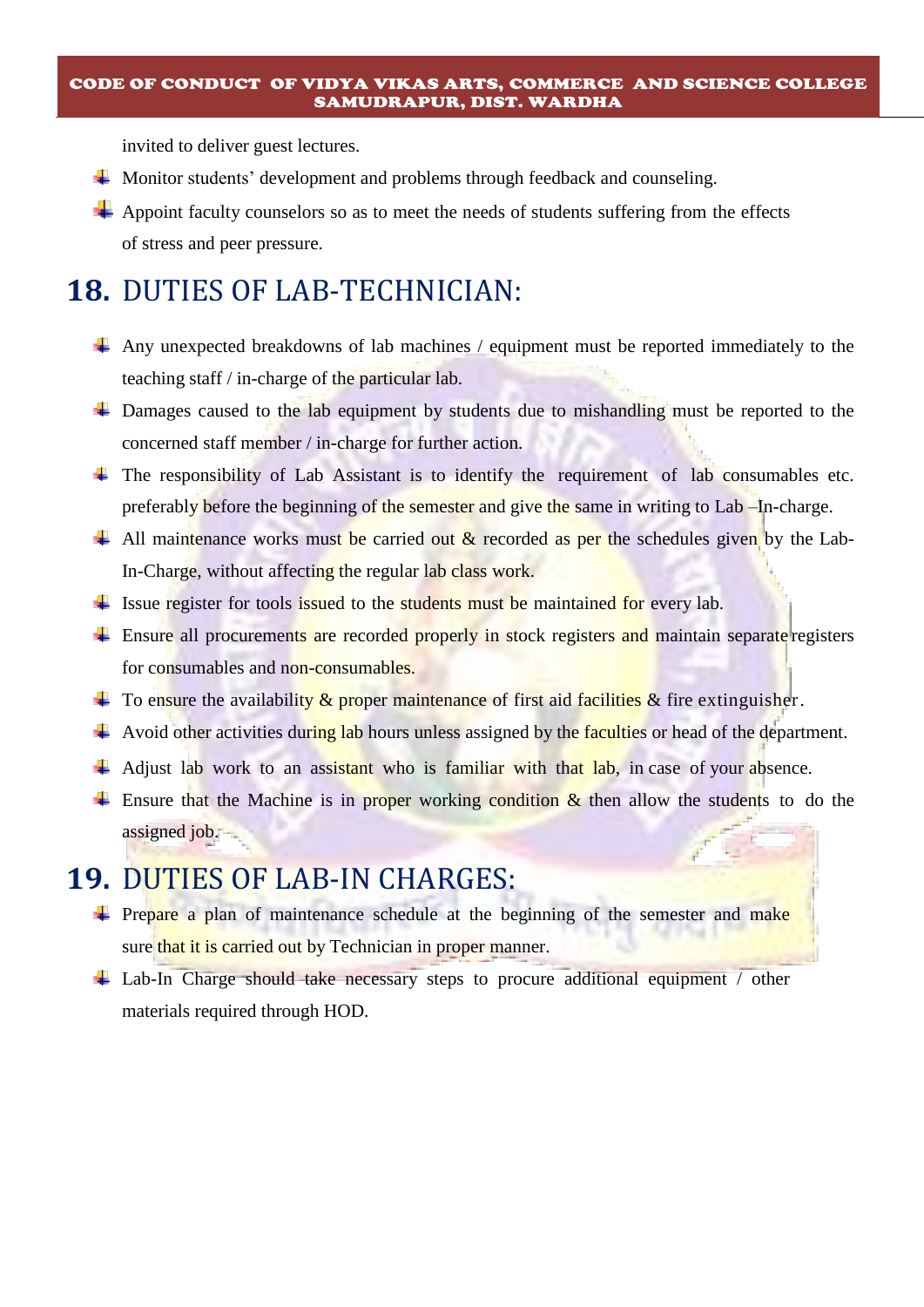invited to deliver guest lectures.

- Monitor students' development and problems through feedback and counseling.
- Appoint faculty counselors so as to meet the needs of students suffering from the effects of stress and peer pressure.

## 18. DUTIES OF LAB-TECHNICIAN:

- Any unexpected breakdowns of lab machines / equipment must be reported immediately to the teaching staff / in-charge of the particular lab.
- Damages caused to the lab equipment by students due to mishandling must be reported to the concerned staff member / in-charge for further action.
- The responsibility of Lab Assistant is to identify the requirement of lab consumables etc. preferably before the beginning of the semester and give the same in writing to Lab –In-charge.
- All maintenance works must be carried out & recorded as per the schedules given by the Lab-In-Charge, without affecting the regular lab class work.
- Issue register for tools issued to the students must be maintained for every lab.
- Ensure all procurements are recorded properly in stock registers and maintain separate registers for consumables and non-consumables.
- To ensure the availability & proper maintenance of first aid facilities & fire extinguisher.
- Avoid other activities during lab hours unless assigned by the faculties or head of the department.
- Adjust lab work to an assistant who is familiar with that lab, in case of your absence.
- Ensure that the Machine is in proper working condition & then allow the students to do the assigned job.

## 19. DUTIES OF LAB-IN CHARGES:

- Prepare a plan of maintenance schedule at the beginning of the semester and make sure that it is carried out by Technician in proper manner.
- Lab-In Charge should take necessary steps to procure additional equipment / other materials required through HOD.